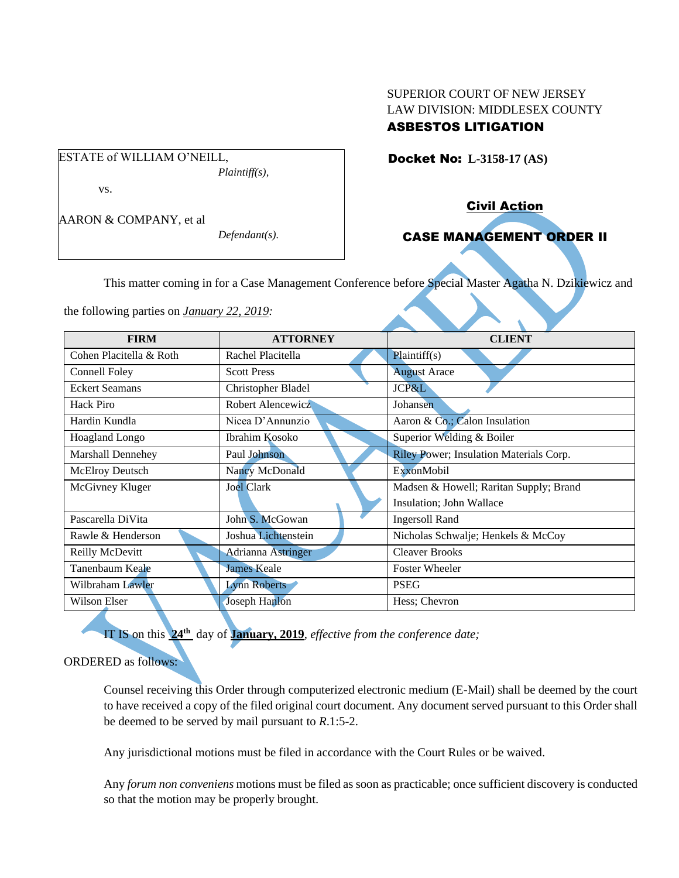SUPERIOR COURT OF NEW JERSEY
LAW DIVISION: MIDDLESEX COUNTY
**ASBESTOS LITIGATION**

ESTATE of WILLIAM O'NEILL,
*Plaintiff(s),*

vs.

AARON & COMPANY, et al
*Defendant(s).*

**Docket No: L-3158-17 (AS)**

**Civil Action**

**CASE MANAGEMENT ORDER II**

VACATED

This matter coming in for a Case Management Conference before Special Master Agatha N. Dzikiewicz and the following parties on ***January 22, 2019:***

| FIRM | ATTORNEY | CLIENT |
|---|---|---|
| Cohen Placitella & Roth | Rachel Placitella | Plaintiff(s) |
| Connell Foley | Scott Press | August Arace |
| Eckert Seamans | Christopher Bladel | JCP&L |
| Hack Piro | Robert Alencewicz | Johansen |
| Hardin Kundla | Nicea D'Annunzio | Aaron & Co.; Calon Insulation |
| Hoagland Longo | Ibrahim Kosoko | Superior Welding & Boiler |
| Marshall Dennehey | Paul Johnson | Riley Power; Insulation Materials Corp. |
| McElroy Deutsch | Nancy McDonald | ExxonMobil |
| McGivney Kluger | Joel Clark | Madsen & Howell; Raritan Supply; Brand Insulation; John Wallace |
| Pascarella DiVita | John S. McGowan | Ingersoll Rand |
| Rawle & Henderson | Joshua Lichtenstein | Nicholas Schwalje; Henkels & McCoy |
| Reilly McDevitt | Adrianna Astringer | Cleaver Brooks |
| Tanenbaum Keale | James Keale | Foster Wheeler |
| Wilbraham Lawler | Lynn Roberts | PSEG |
| Wilson Elser | Joseph Hanlon | Hess; Chevron |

IT IS on this **24th** day of **January, 2019**, *effective from the conference date;*

ORDERED as follows:

Counsel receiving this Order through computerized electronic medium (E-Mail) shall be deemed by the court to have received a copy of the filed original court document. Any document served pursuant to this Order shall be deemed to be served by mail pursuant to *R*.1:5-2.

Any jurisdictional motions must be filed in accordance with the Court Rules or be waived.

Any *forum non conveniens* motions must be filed as soon as practicable; once sufficient discovery is conducted so that the motion may be properly brought.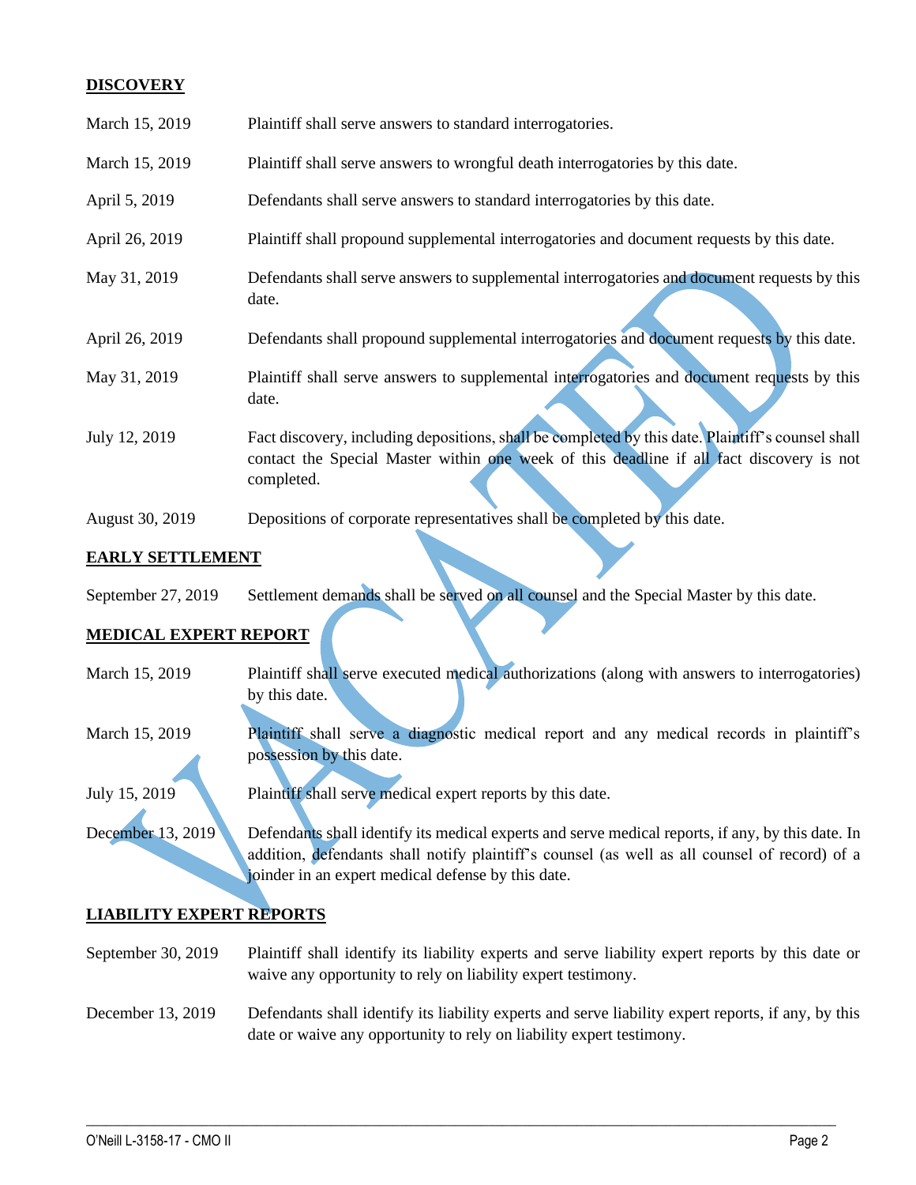## DISCOVERY

| | |
|---|---|
| March 15, 2019 | Plaintiff shall serve answers to standard interrogatories. |
| March 15, 2019 | Plaintiff shall serve answers to wrongful death interrogatories by this date. |
| April 5, 2019 | Defendants shall serve answers to standard interrogatories by this date. |
| April 26, 2019 | Plaintiff shall propound supplemental interrogatories and document requests by this date. |
| May 31, 2019 | Defendants shall serve answers to supplemental interrogatories and document requests by this date. |
| April 26, 2019 | Defendants shall propound supplemental interrogatories and document requests by this date. |
| May 31, 2019 | Plaintiff shall serve answers to supplemental interrogatories and document requests by this date. |
| July 12, 2019 | Fact discovery, including depositions, shall be completed by this date. Plaintiff's counsel shall contact the Special Master within one week of this deadline if all fact discovery is not completed. |
| August 30, 2019 | Depositions of corporate representatives shall be completed by this date. |

## EARLY SETTLEMENT

| | |
|---|---|
| September 27, 2019 | Settlement demands shall be served on all counsel and the Special Master by this date. |

## MEDICAL EXPERT REPORT

| | |
|---|---|
| March 15, 2019 | Plaintiff shall serve executed medical authorizations (along with answers to interrogatories) by this date. |
| March 15, 2019 | Plaintiff shall serve a diagnostic medical report and any medical records in plaintiff's possession by this date. |
| July 15, 2019 | Plaintiff shall serve medical expert reports by this date. |
| December 13, 2019 | Defendants shall identify its medical experts and serve medical reports, if any, by this date. In addition, defendants shall notify plaintiff's counsel (as well as all counsel of record) of a joinder in an expert medical defense by this date. |

## LIABILITY EXPERT REPORTS

| | |
|---|---|
| September 30, 2019 | Plaintiff shall identify its liability experts and serve liability expert reports by this date or waive any opportunity to rely on liability expert testimony. |
| December 13, 2019 | Defendants shall identify its liability experts and serve liability expert reports, if any, by this date or waive any opportunity to rely on liability expert testimony. |

VACATED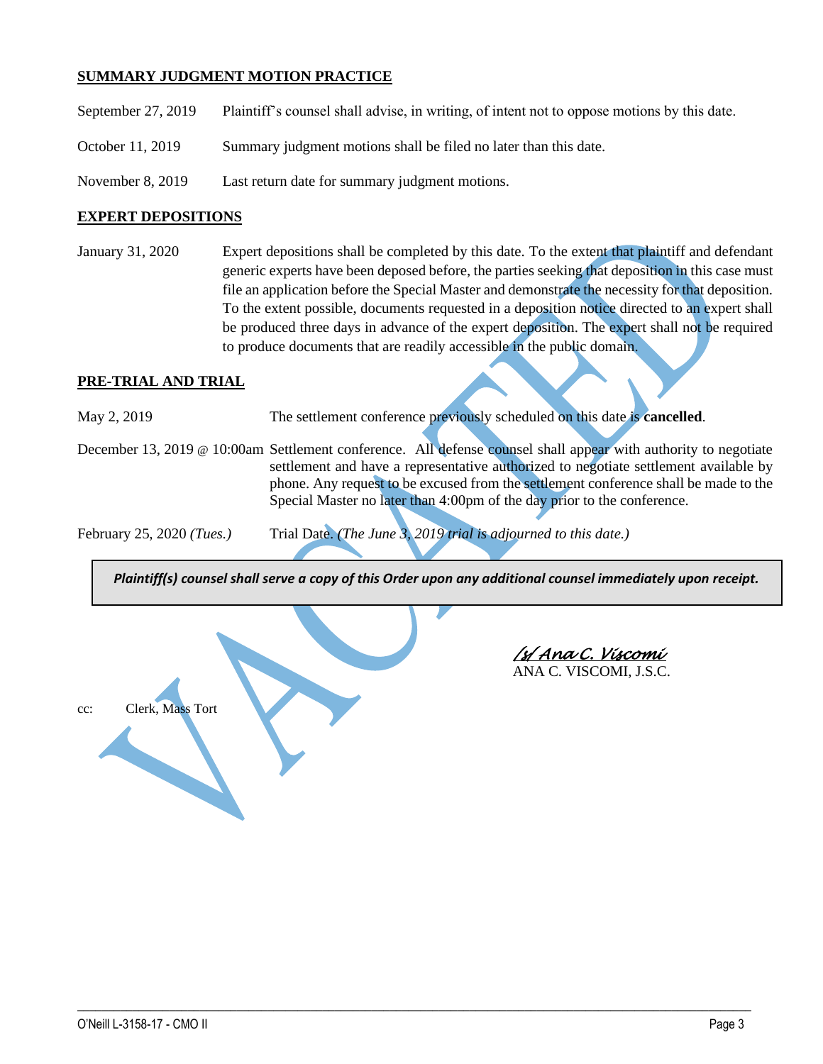**SUMMARY JUDGMENT MOTION PRACTICE**

| | |
|---|---|
| September 27, 2019 | Plaintiff's counsel shall advise, in writing, of intent not to oppose motions by this date. |
| October 11, 2019 | Summary judgment motions shall be filed no later than this date. |
| November 8, 2019 | Last return date for summary judgment motions. |

**EXPERT DEPOSITIONS**

| | |
|---|---|
| January 31, 2020 | Expert depositions shall be completed by this date. To the extent that plaintiff and defendant generic experts have been deposed before, the parties seeking that deposition in this case must file an application before the Special Master and demonstrate the necessity for that deposition. To the extent possible, documents requested in a deposition notice directed to an expert shall be produced three days in advance of the expert deposition. The expert shall not be required to produce documents that are readily accessible in the public domain. |

**PRE-TRIAL AND TRIAL**

| | |
|---|---|
| May 2, 2019 | The settlement conference previously scheduled on this date is **cancelled**. |
| December 13, 2019 @ 10:00am | Settlement conference. All defense counsel shall appear with authority to negotiate settlement and have a representative authorized to negotiate settlement available by phone. Any request to be excused from the settlement conference shall be made to the Special Master no later than 4:00pm of the day prior to the conference. |
| February 25, 2020 *(Tues.)* | Trial Date. *(The June 3, 2019 trial is adjourned to this date.)* |

***Plaintiff(s) counsel shall serve a copy of this Order upon any additional counsel immediately upon receipt.***

/s/ Ana C. Viscomi
ANA C. VISCOMI, J.S.C.

cc: Clerk, Mass Tort

VACATED